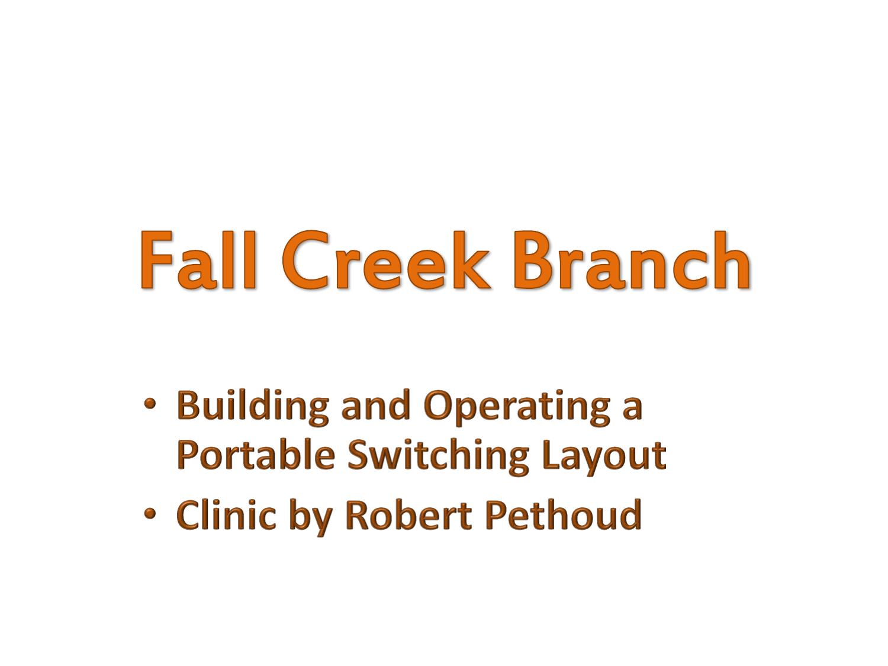# Fall Creek Branch

- Building and Operating a Portable Switching Layout
- Clinic by Robert Pethoud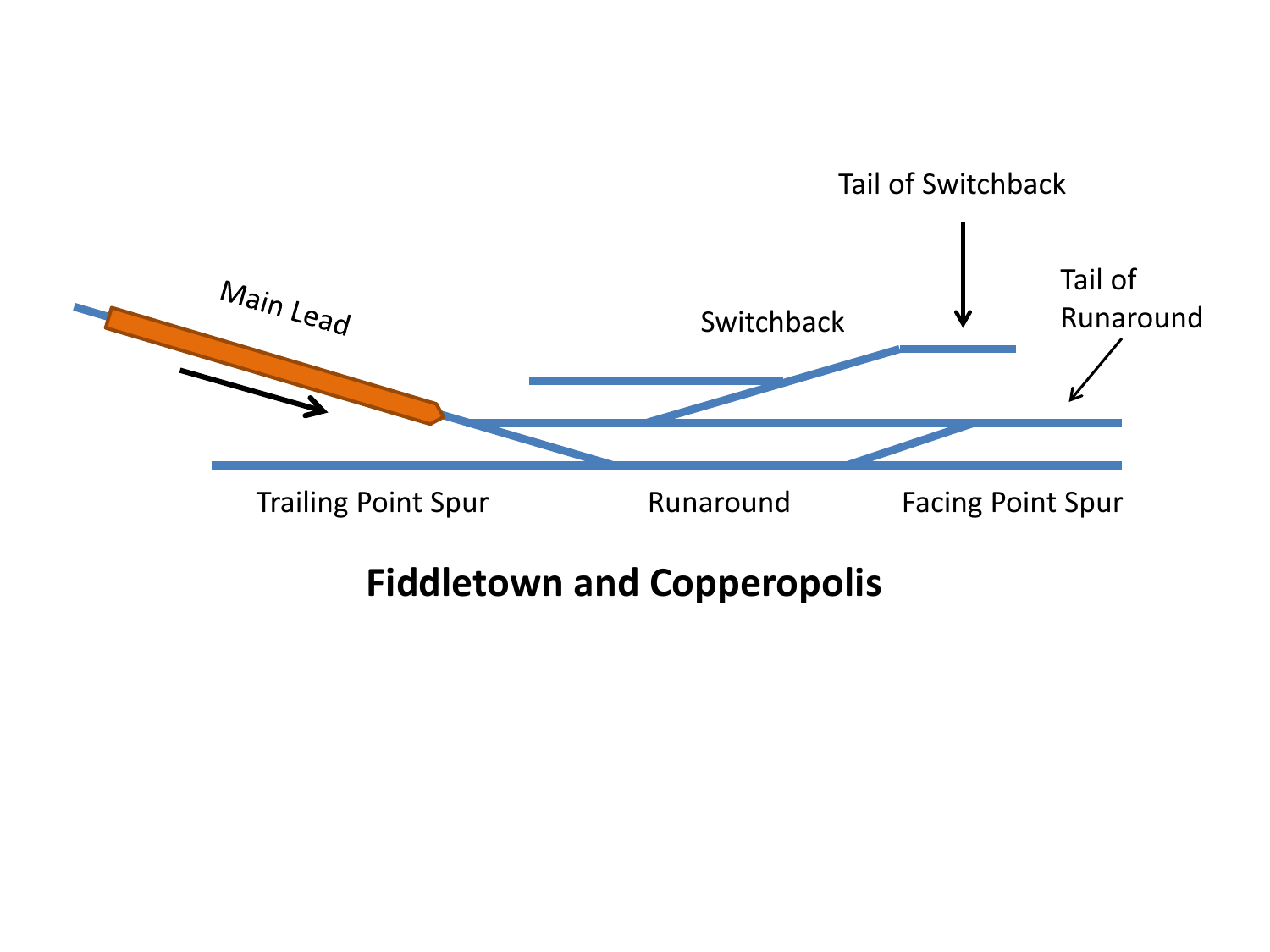Main Lead

Tail of Switchback

Switchback

Tail of Runaround

Trailing Point Spur

Runaround

Facing Point Spur

**Fiddletown and Copperopolis**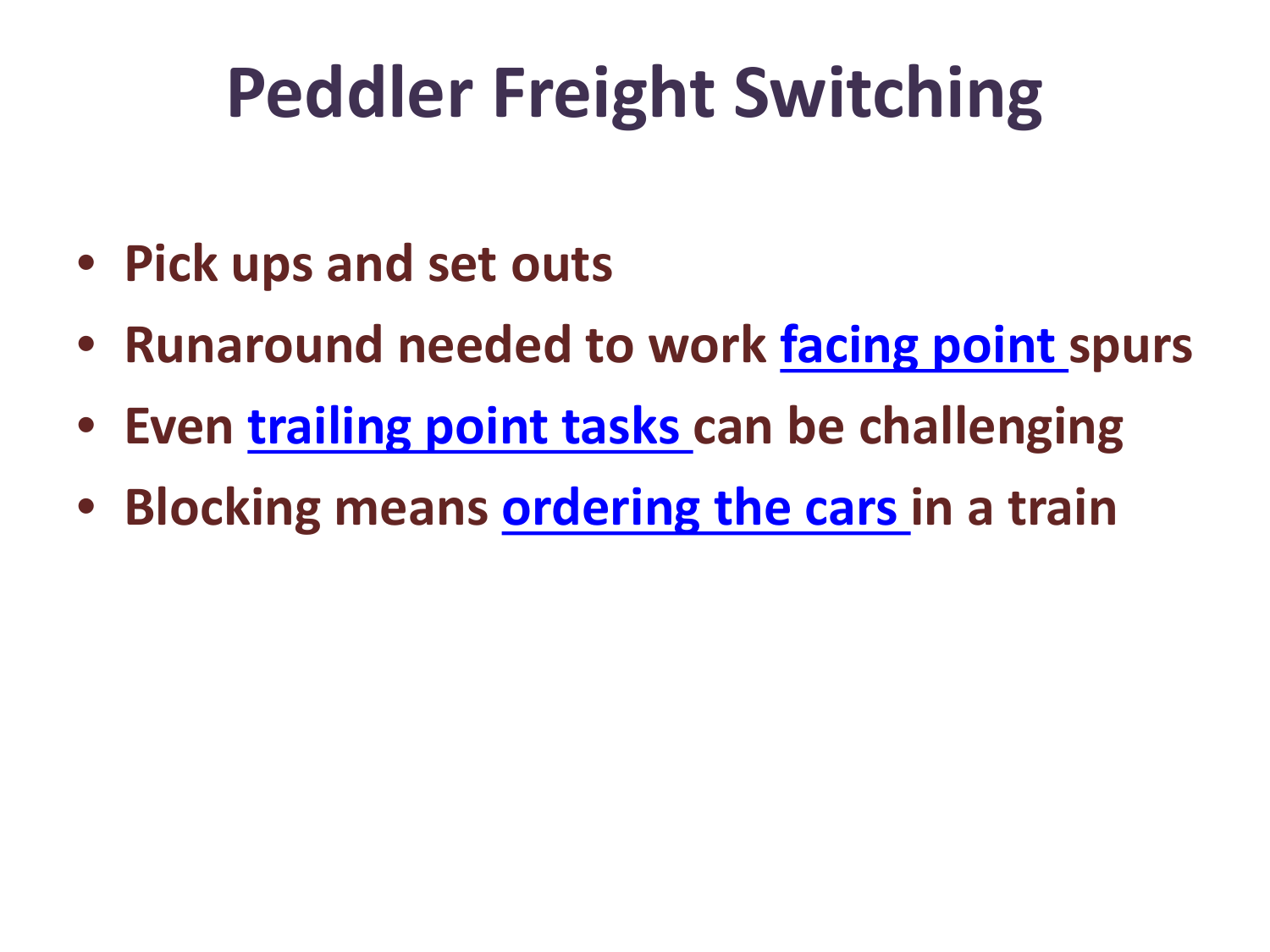# Peddler Freight Switching

- Pick ups and set outs
- Runaround needed to work facing point spurs
- Even trailing point tasks can be challenging
- Blocking means ordering the cars in a train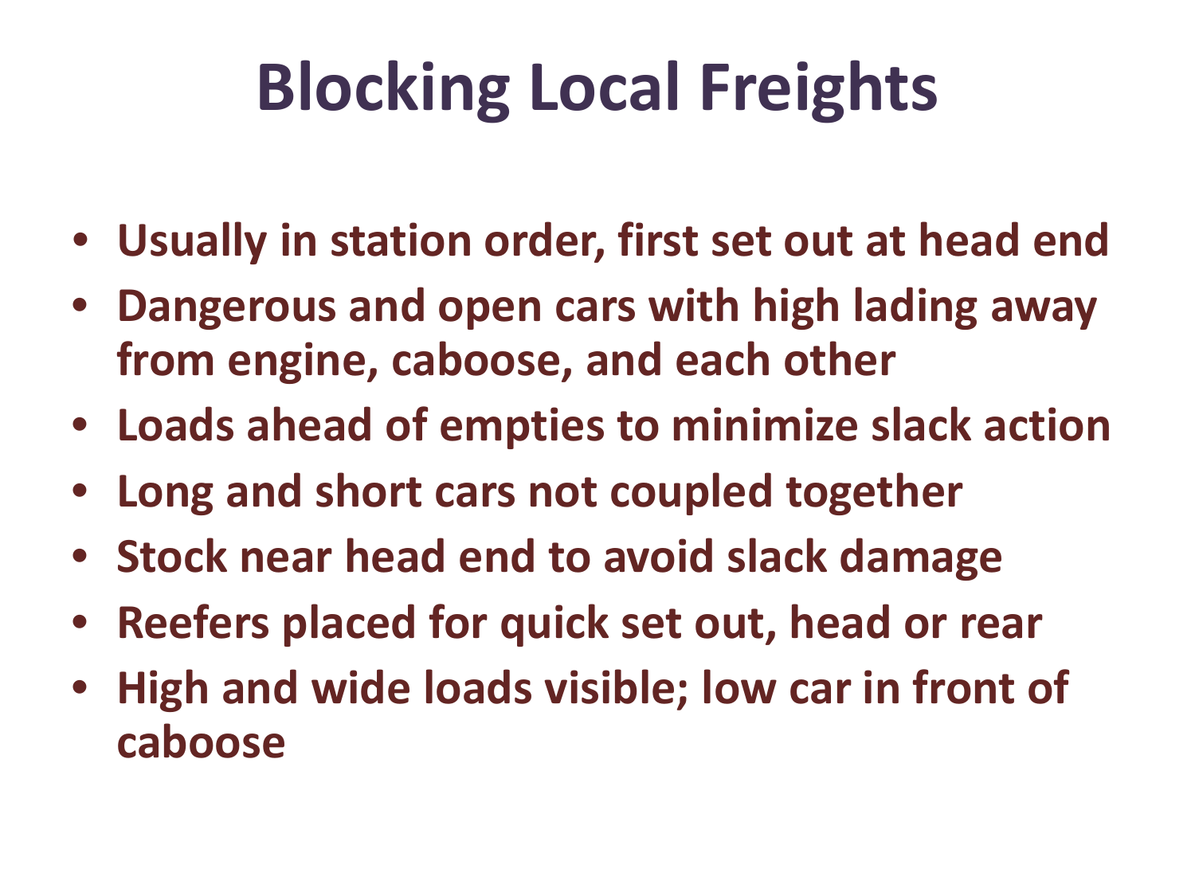# Blocking Local Freights

- **Usually in station order, first set out at head end**
- **Dangerous and open cars with high lading away from engine, caboose, and each other**
- **Loads ahead of empties to minimize slack action**
- **Long and short cars not coupled together**
- **Stock near head end to avoid slack damage**
- **Reefers placed for quick set out, head or rear**
- **High and wide loads visible; low car in front of caboose**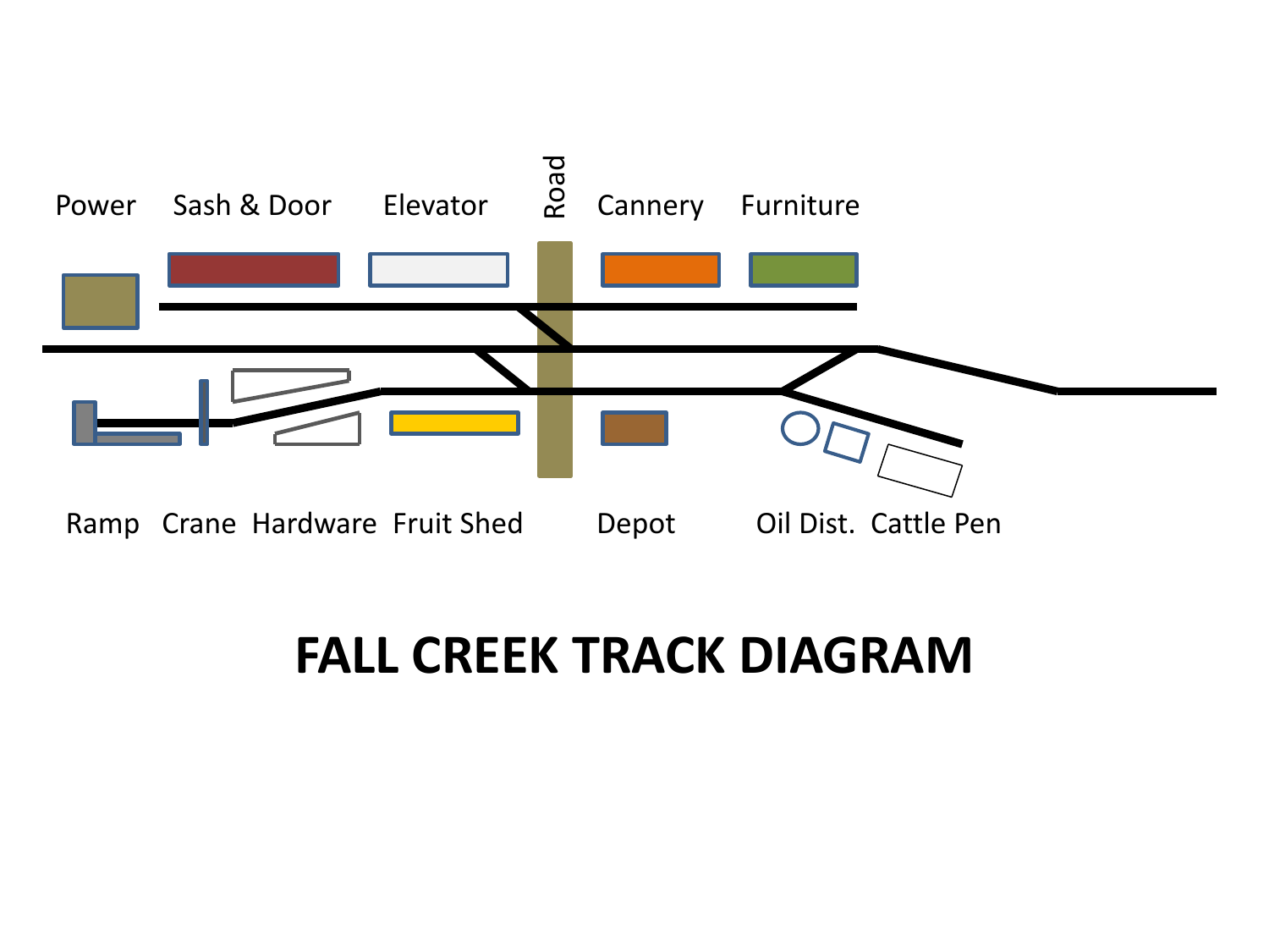Power Sash & Door Elevator Road Cannery Furniture

Ramp Crane Hardware Fruit Shed Depot Oil Dist. Cattle Pen

# FALL CREEK TRACK DIAGRAM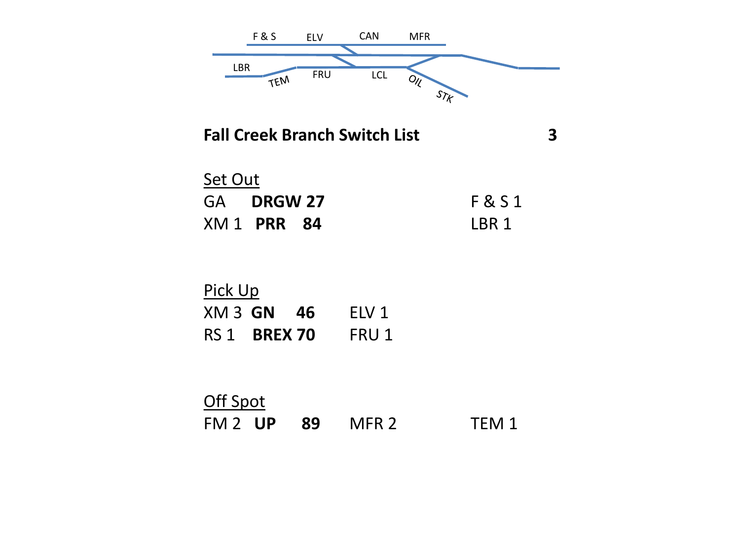F & S ELV CAN MFR

LBR TEM FRU LCL OIL STK

## Fall Creek Branch Switch List 3

### Set Out

GA **DRGW 27** F & S 1

XM 1 **PRR 84** LBR 1

### Pick Up

XM 3 **GN 46** ELV 1

RS 1 **BREX 70** FRU 1

### Off Spot

FM 2 **UP 89** MFR 2 TEM 1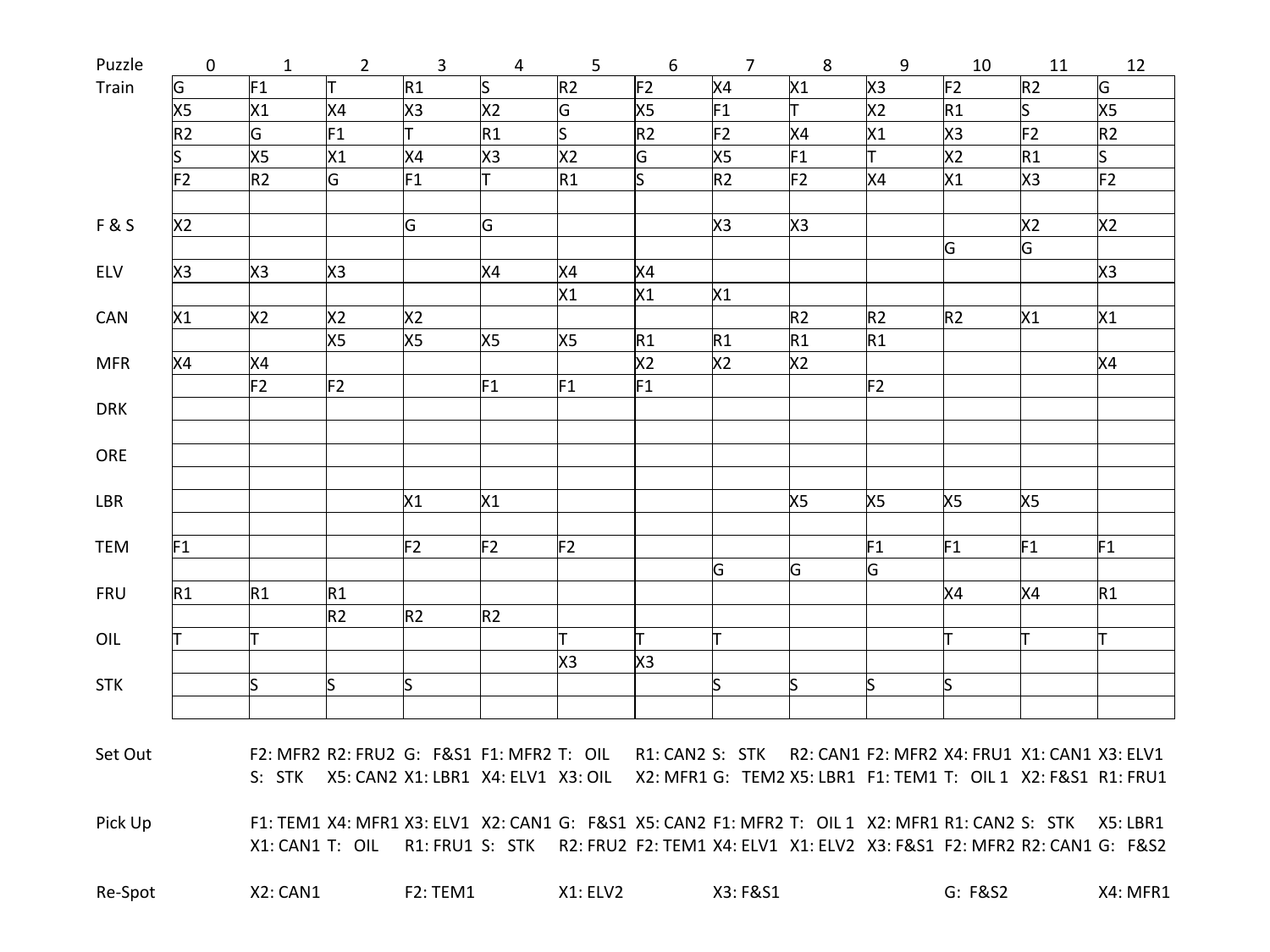| Puzzle | 0 | 1 | 2 | 3 | 4 | 5 | 6 | 7 | 8 | 9 | 10 | 11 | 12 |
|---|---|---|---|---|---|---|---|---|---|---|---|---|---|
| Train | G | F1 | T | R1 | S | R2 | F2 | X4 | X1 | X3 | F2 | R2 | G |
| | X5 | X1 | X4 | X3 | X2 | G | X5 | F1 | T | X2 | R1 | S | X5 |
| | R2 | G | F1 | T | R1 | S | R2 | F2 | X4 | X1 | X3 | F2 | R2 |
| | S | X5 | X1 | X4 | X3 | X2 | G | X5 | F1 | T | X2 | R1 | S |
| | F2 | R2 | G | F1 | T | R1 | S | R2 | F2 | X4 | X1 | X3 | F2 |
| | | | | | | | | | | | | | |
| F & S | X2 | | | G | G | | | X3 | X3 | | | X2 | X2 |
| | | | | | | | | | | | G | G | |
| ELV | X3 | X3 | X3 | | X4 | X4 | X4 | | | | | | X3 |
| | | | | | | X1 | X1 | X1 | | | | | |
| CAN | X1 | X2 | X2 | X2 | | | | | R2 | R2 | R2 | X1 | X1 |
| | | | X5 | X5 | X5 | X5 | R1 | R1 | R1 | R1 | | | |
| MFR | X4 | X4 | | | | | X2 | X2 | X2 | | | | X4 |
| | | F2 | F2 | | F1 | F1 | F1 | | | F2 | | | |
| DRK | | | | | | | | | | | | | |
| | | | | | | | | | | | | | |
| ORE | | | | | | | | | | | | | |
| | | | | | | | | | | | | | |
| LBR | | | | X1 | X1 | | | | X5 | X5 | X5 | X5 | |
| | | | | | | | | | | | | | |
| TEM | F1 | | | F2 | F2 | F2 | | | | F1 | F1 | F1 | F1 |
| | | | | | | | | G | G | G | | | |
| FRU | R1 | R1 | R1 | | | | | | | | X4 | X4 | R1 |
| | | | R2 | R2 | R2 | | | | | | | | |
| OIL | T | T | | | | T | T | T | | | T | T | T |
| | | | | | | X3 | X3 | | | | | | |
| STK | | S | S | S | | | | S | S | S | S | | |
| | | | | | | | | | | | | | |
| | | | | | | | | | | | | | |
| Set Out | | F2: MFR2 | R2: FRU2 | G: F&S1 | F1: MFR2 | T: OIL | R1: CAN2 | S: STK | R2: CAN1 | F2: MFR2 | X4: FRU1 | X1: CAN1 | X3: ELV1 |
| | | S: STK | X5: CAN2 | X1: LBR1 | X4: ELV1 | X3: OIL | X2: MFR1 | G: TEM2 | X5: LBR1 | F1: TEM1 | T: OIL 1 | X2: F&S1 | R1: FRU1 |
| Pick Up | | F1: TEM1 | X4: MFR1 | X3: ELV1 | X2: CAN1 | G: F&S1 | X5: CAN2 | F1: MFR2 | T: OIL 1 | X2: MFR1 | R1: CAN2 | S: STK | X5: LBR1 |
| | | X1: CAN1 | T: OIL | R1: FRU1 | S: STK | R2: FRU2 | F2: TEM1 | X4: ELV1 | X1: ELV2 | X3: F&S1 | F2: MFR2 | R2: CAN1 | G: F&S2 |
| Re-Spot | | X2: CAN1 | | F2: TEM1 | | X1: ELV2 | | X3: F&S1 | | | G: F&S2 | | X4: MFR1 |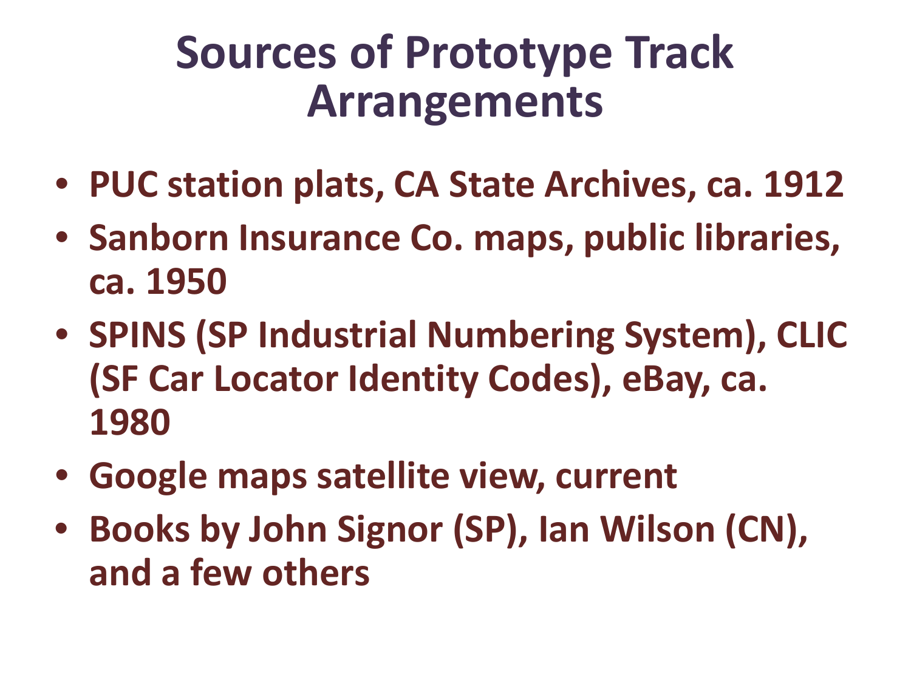# Sources of Prototype Track Arrangements

- **PUC station plats, CA State Archives, ca. 1912**
- **Sanborn Insurance Co. maps, public libraries, ca. 1950**
- **SPINS (SP Industrial Numbering System), CLIC (SF Car Locator Identity Codes), eBay, ca. 1980**
- **Google maps satellite view, current**
- **Books by John Signor (SP), Ian Wilson (CN), and a few others**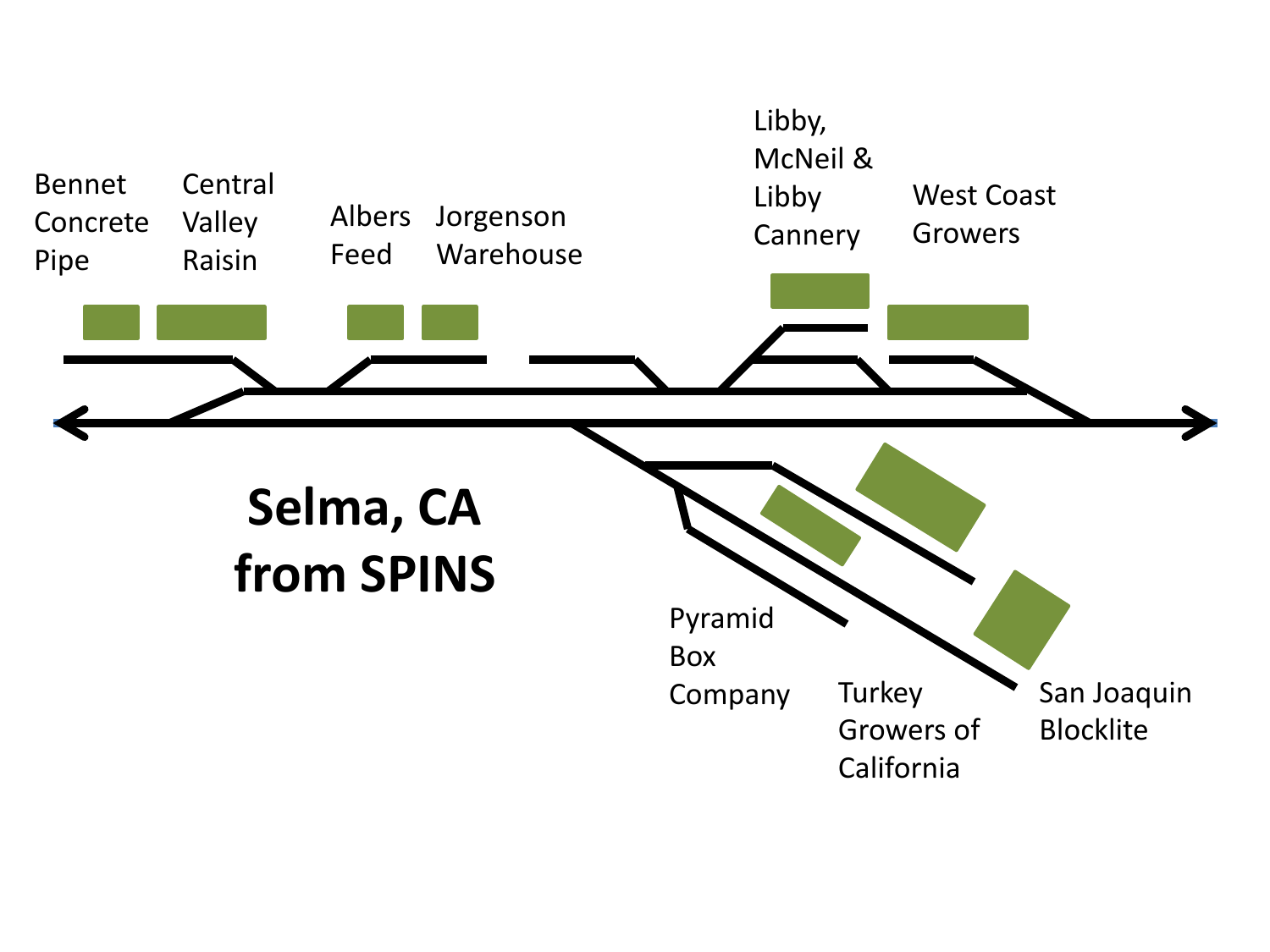# Selma, CA from SPINS

Bennet Concrete Pipe

Central Valley Raisin

Albers Feed

Jorgenson Warehouse

Libby, McNeil & Libby Cannery

West Coast Growers

Pyramid Box Company

Turkey Growers of California

San Joaquin Blocklite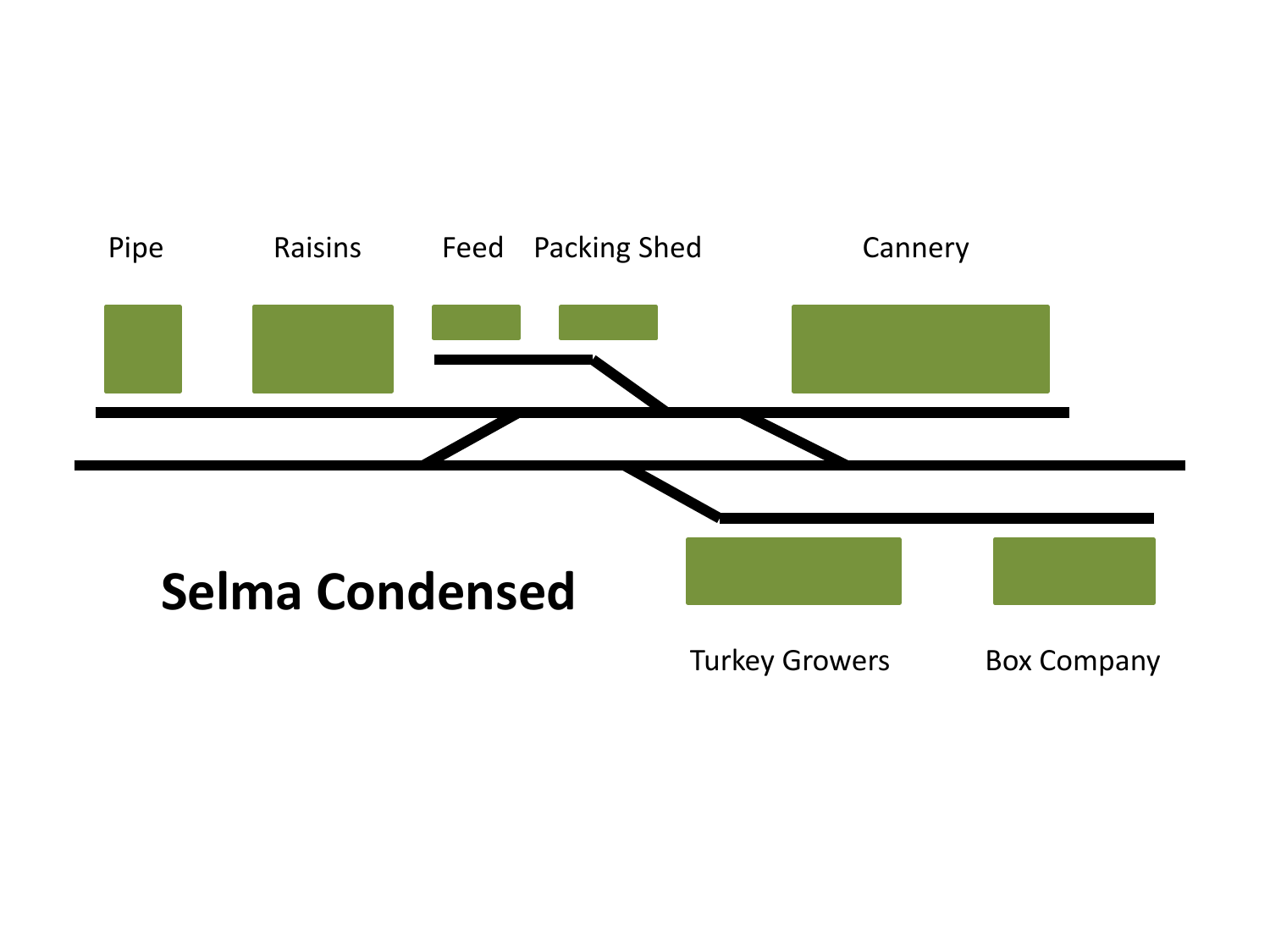# Selma Condensed

Pipe

Raisins

Feed

Packing Shed

Cannery

Turkey Growers

Box Company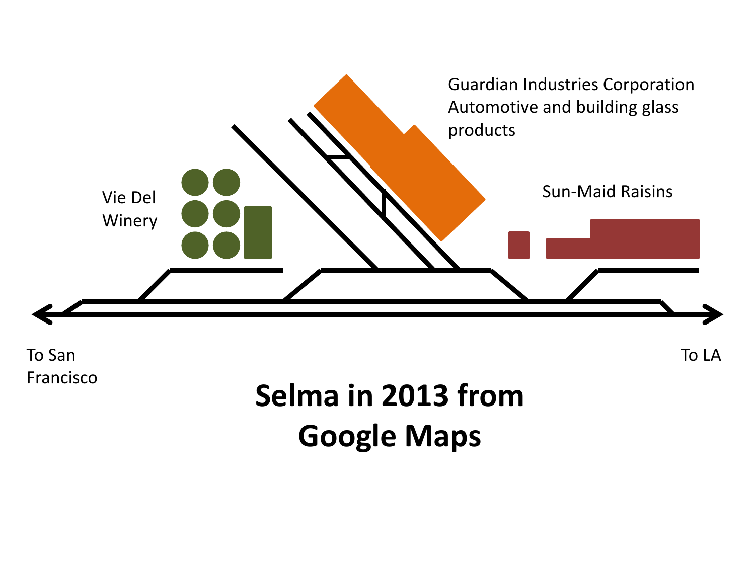Guardian Industries Corporation
Automotive and building glass products

Vie Del Winery

Sun-Maid Raisins

To San Francisco

To LA

# Selma in 2013 from Google Maps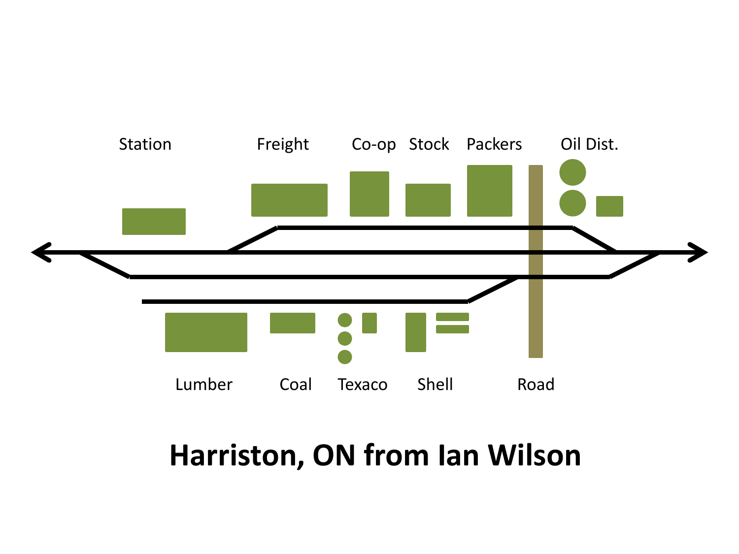Station

Freight

Co-op

Stock

Packers

Oil Dist.

Lumber

Coal

Texaco

Shell

Road

# Harriston, ON from Ian Wilson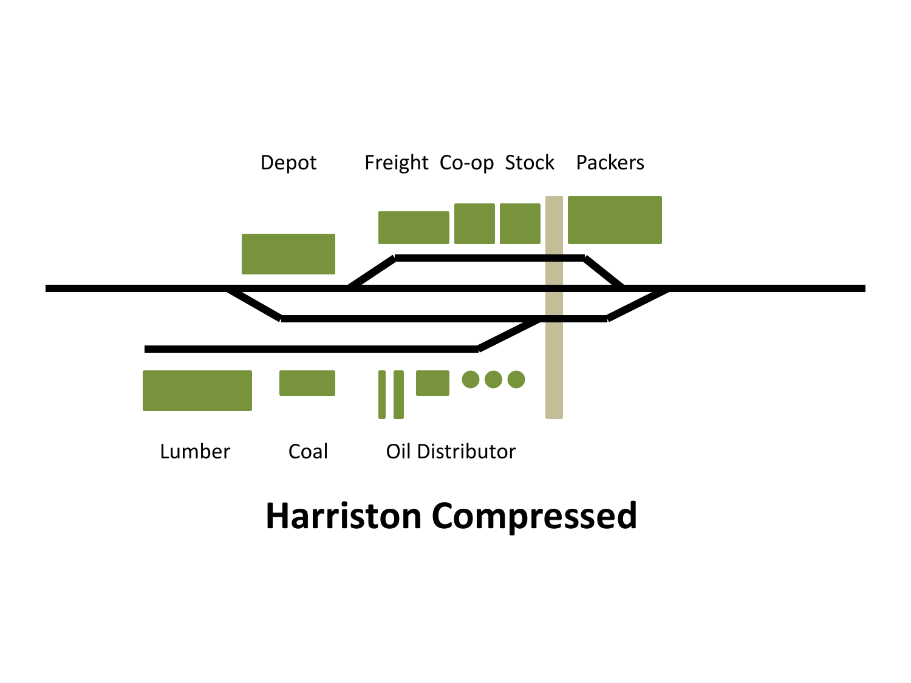Depot

Freight Co-op Stock Packers

Lumber Coal Oil Distributor

# Harriston Compressed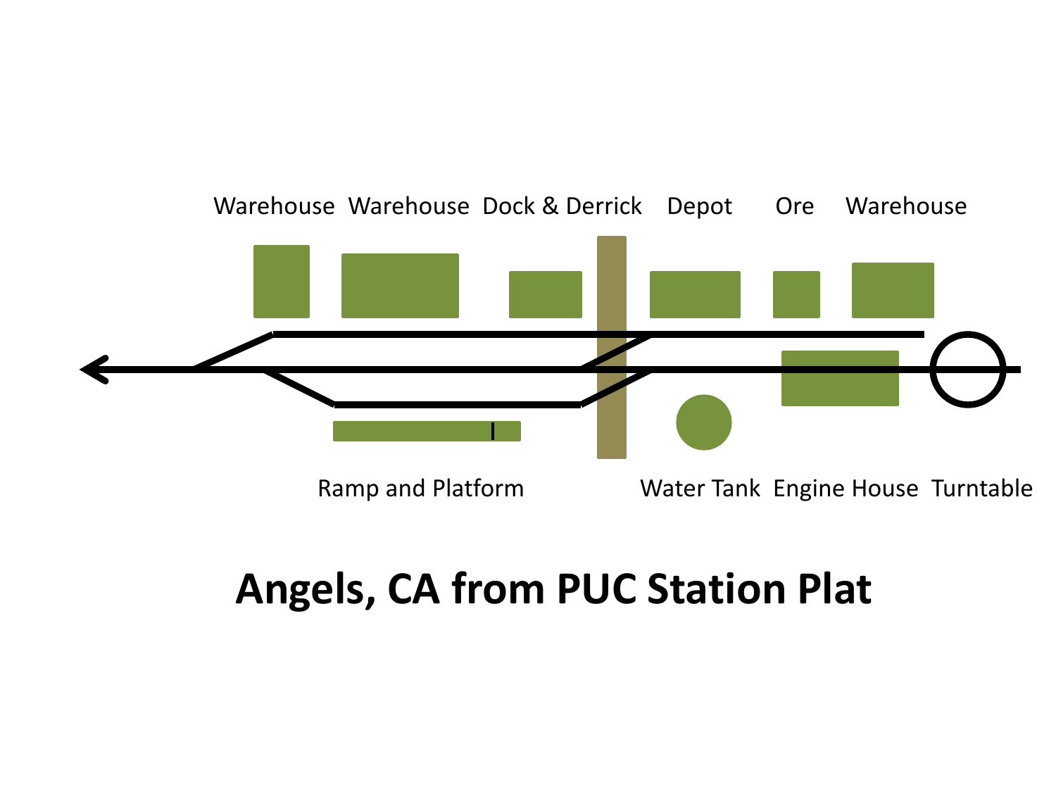Warehouse Warehouse Dock & Derrick Depot Ore Warehouse

Ramp and Platform Water Tank Engine House Turntable

# Angels, CA from PUC Station Plat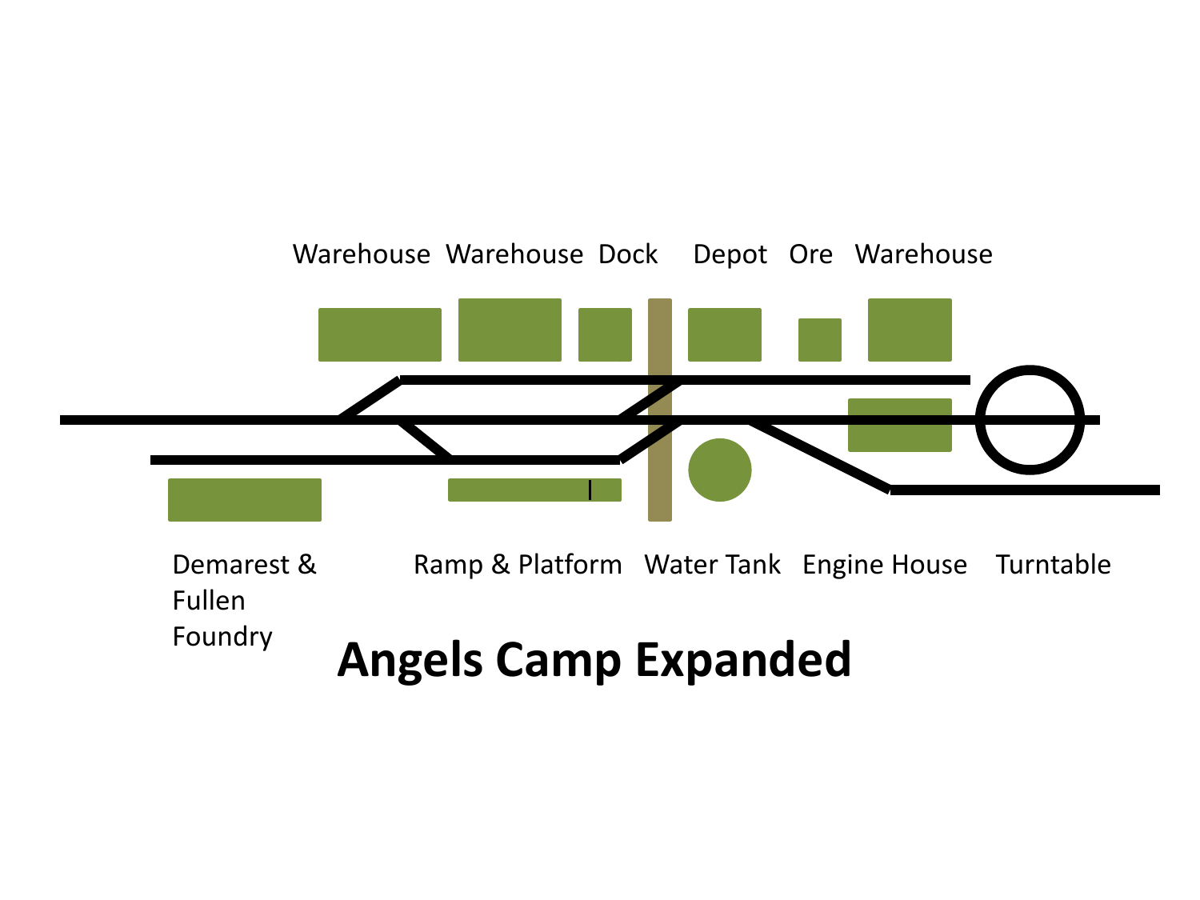Warehouse Warehouse Dock Depot Ore Warehouse

Demarest & Fullen Foundry

Ramp & Platform

Water Tank

Engine House

Turntable

# Angels Camp Expanded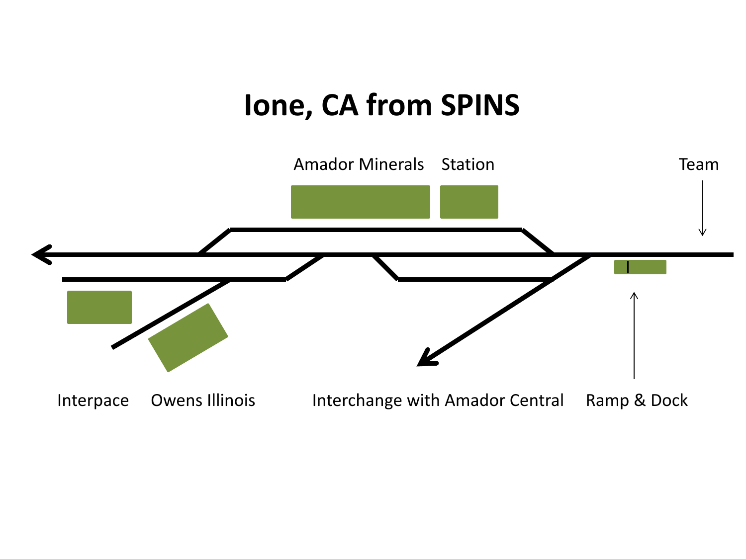# Ione, CA from SPINS

Amador Minerals

Station

Team

Interpace

Owens Illinois

Interchange with Amador Central

Ramp & Dock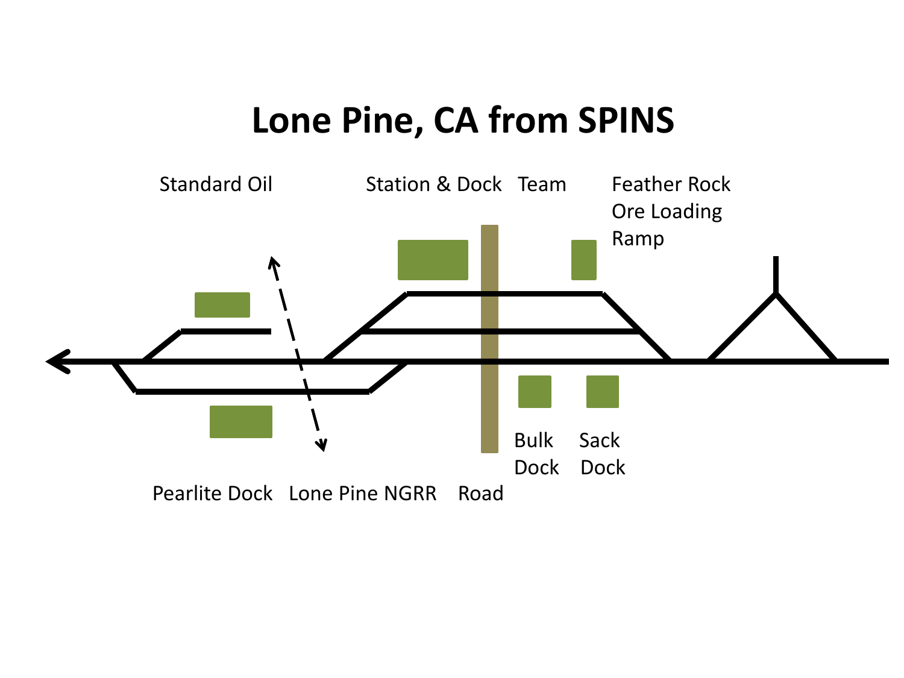# Lone Pine, CA from SPINS

Standard Oil

Station & Dock

Team

Feather Rock Ore Loading Ramp

Bulk Dock

Sack Dock

Pearlite Dock

Lone Pine NGRR

Road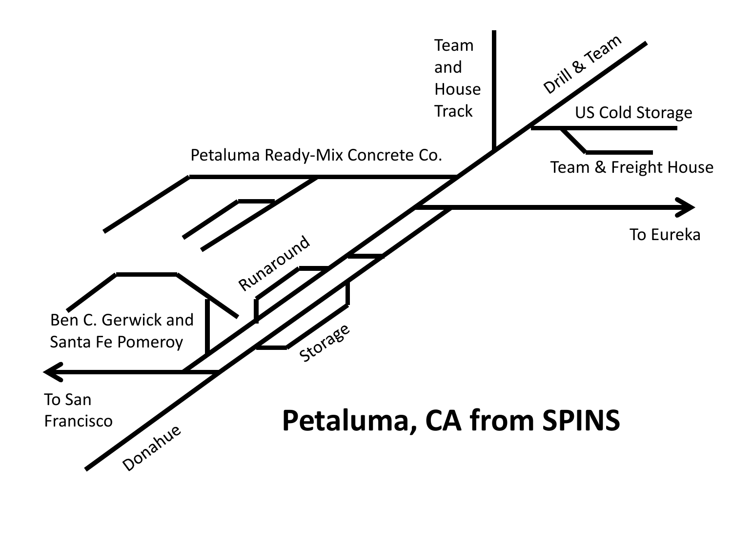# Petaluma, CA from SPINS

Team and House Track

Drill & Team

US Cold Storage

Team & Freight House

Petaluma Ready-Mix Concrete Co.

To Eureka

Runaround

Ben C. Gerwick and Santa Fe Pomeroy

Storage

To San Francisco

Donahue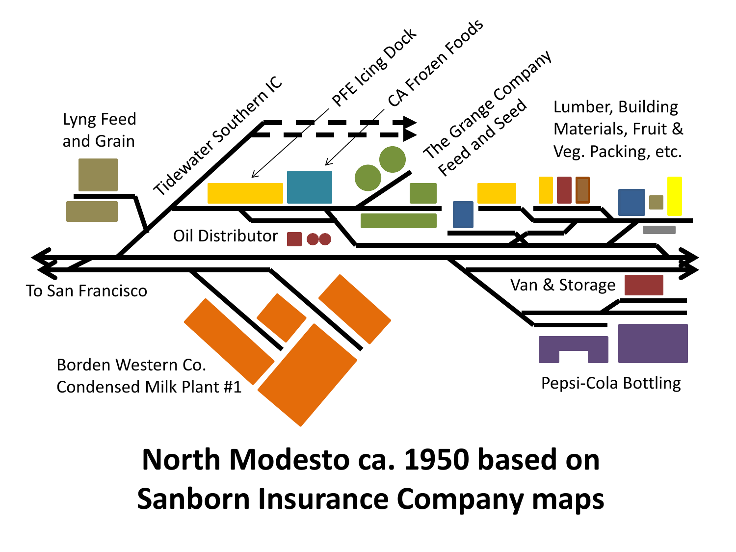Lyng Feed and Grain

Tidewater Southern IC

PFE Icing Dock

CA Frozen Foods

The Grange Company Feed and Seed

Lumber, Building Materials, Fruit & Veg. Packing, etc.

Oil Distributor

To San Francisco

Van & Storage

Borden Western Co. Condensed Milk Plant #1

Pepsi-Cola Bottling

**North Modesto ca. 1950 based on Sanborn Insurance Company maps**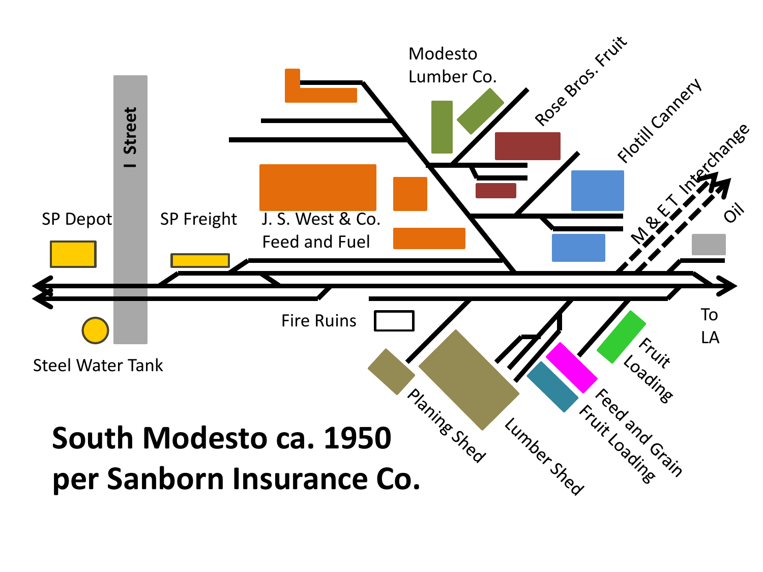Modesto Lumber Co.

Rose Bros. Fruit

Flotill Cannery

M & E T Interchange

Oil

I Street

SP Depot

SP Freight

J. S. West & Co. Feed and Fuel

Fire Ruins

To LA

Steel Water Tank

Planing Shed

Lumber Shed

Fruit Loading

Feed and Grain

Fruit Loading

**South Modesto ca. 1950 per Sanborn Insurance Co.**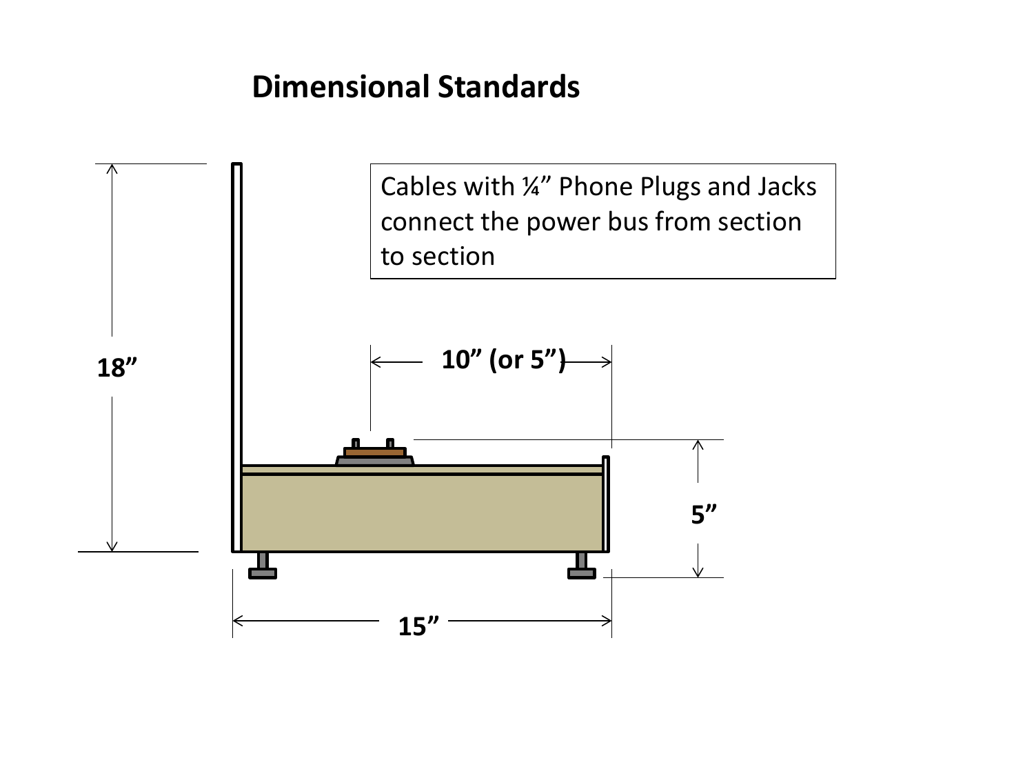# Dimensional Standards

Cables with ¼” Phone Plugs and Jacks connect the power bus from section to section

18”

10” (or 5”)

5”

15”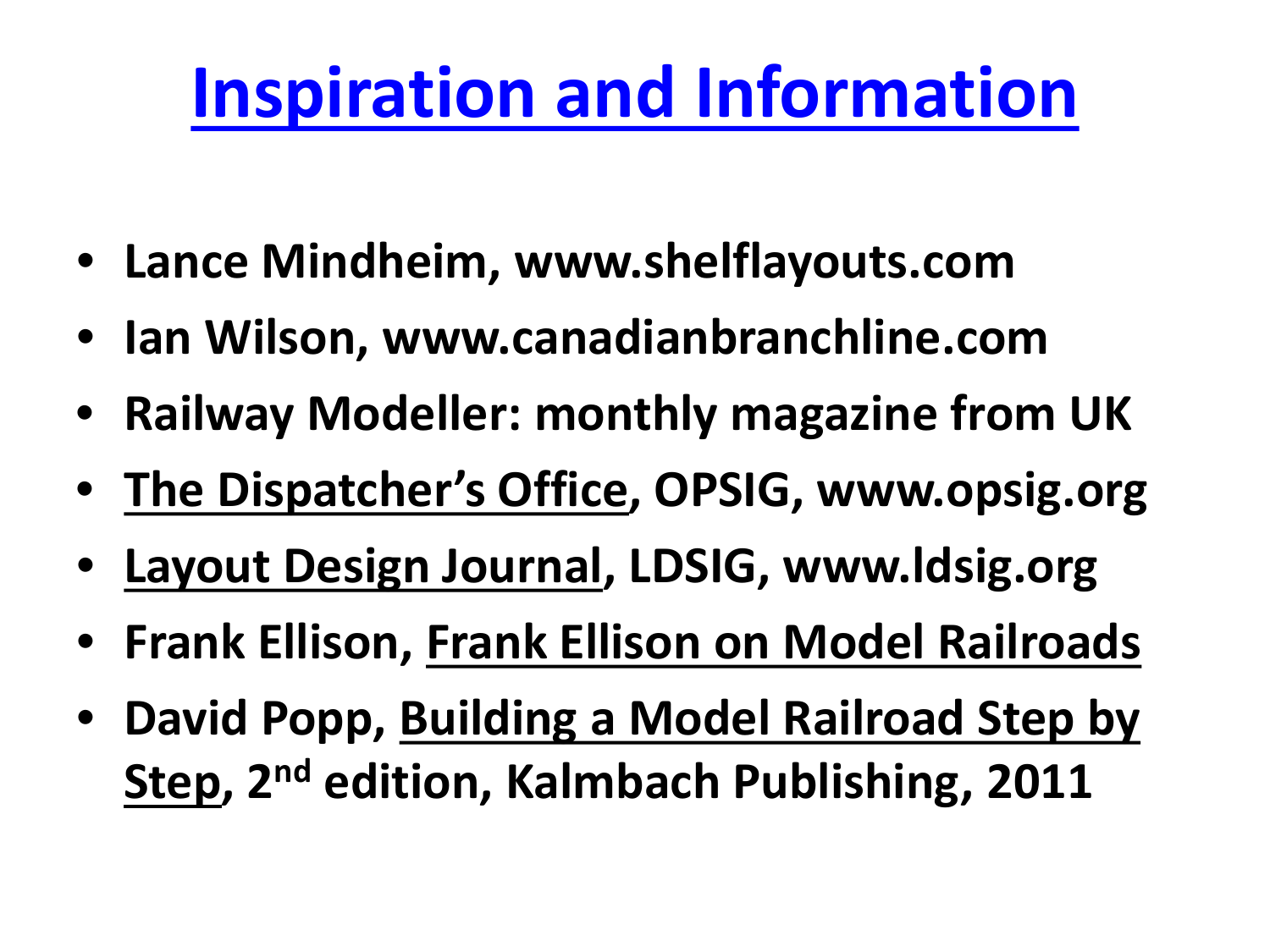# Inspiration and Information

- **Lance Mindheim, www.shelflayouts.com**
- **Ian Wilson, www.canadianbranchline.com**
- **Railway Modeller: monthly magazine from UK**
- **The Dispatcher's Office, OPSIG, www.opsig.org**
- **Layout Design Journal, LDSIG, www.ldsig.org**
- **Frank Ellison, Frank Ellison on Model Railroads**
- **David Popp, Building a Model Railroad Step by Step, 2nd edition, Kalmbach Publishing, 2011**